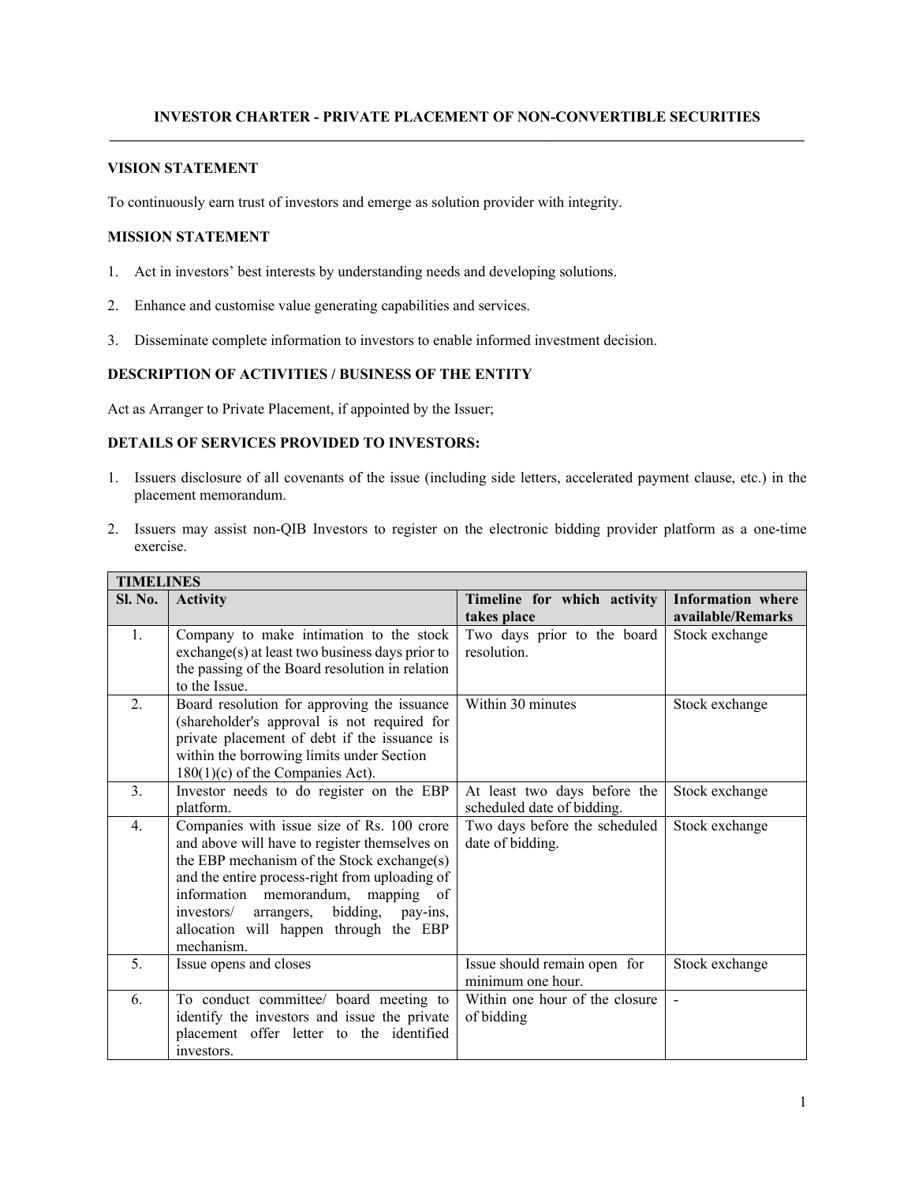# INVESTOR CHARTER - PRIVATE PLACEMENT OF NON-CONVERTIBLE SECURITIES

## VISION STATEMENT

To continuously earn trust of investors and emerge as solution provider with integrity.

## MISSION STATEMENT

1. Act in investors' best interests by understanding needs and developing solutions.
2. Enhance and customise value generating capabilities and services.
3. Disseminate complete information to investors to enable informed investment decision.

## DESCRIPTION OF ACTIVITIES / BUSINESS OF THE ENTITY

Act as Arranger to Private Placement, if appointed by the Issuer;

## DETAILS OF SERVICES PROVIDED TO INVESTORS:

1. Issuers disclosure of all covenants of the issue (including side letters, accelerated payment clause, etc.) in the placement memorandum.
2. Issuers may assist non-QIB Investors to register on the electronic bidding provider platform as a one-time exercise.

| TIMELINES | | | |
|---|---|---|---|
| **Sl. No.** | **Activity** | **Timeline for which activity takes place** | **Information where available/Remarks** |
| 1. | Company to make intimation to the stock exchange(s) at least two business days prior to the passing of the Board resolution in relation to the Issue. | Two days prior to the board resolution. | Stock exchange |
| 2. | Board resolution for approving the issuance (shareholder's approval is not required for private placement of debt if the issuance is within the borrowing limits under Section 180(1)(c) of the Companies Act). | Within 30 minutes | Stock exchange |
| 3. | Investor needs to do register on the EBP platform. | At least two days before the scheduled date of bidding. | Stock exchange |
| 4. | Companies with issue size of Rs. 100 crore and above will have to register themselves on the EBP mechanism of the Stock exchange(s) and the entire process-right from uploading of information memorandum, mapping of investors/ arrangers, bidding, pay-ins, allocation will happen through the EBP mechanism. | Two days before the scheduled date of bidding. | Stock exchange |
| 5. | Issue opens and closes | Issue should remain open for minimum one hour. | Stock exchange |
| 6. | To conduct committee/ board meeting to identify the investors and issue the private placement offer letter to the identified investors. | Within one hour of the closure of bidding | - |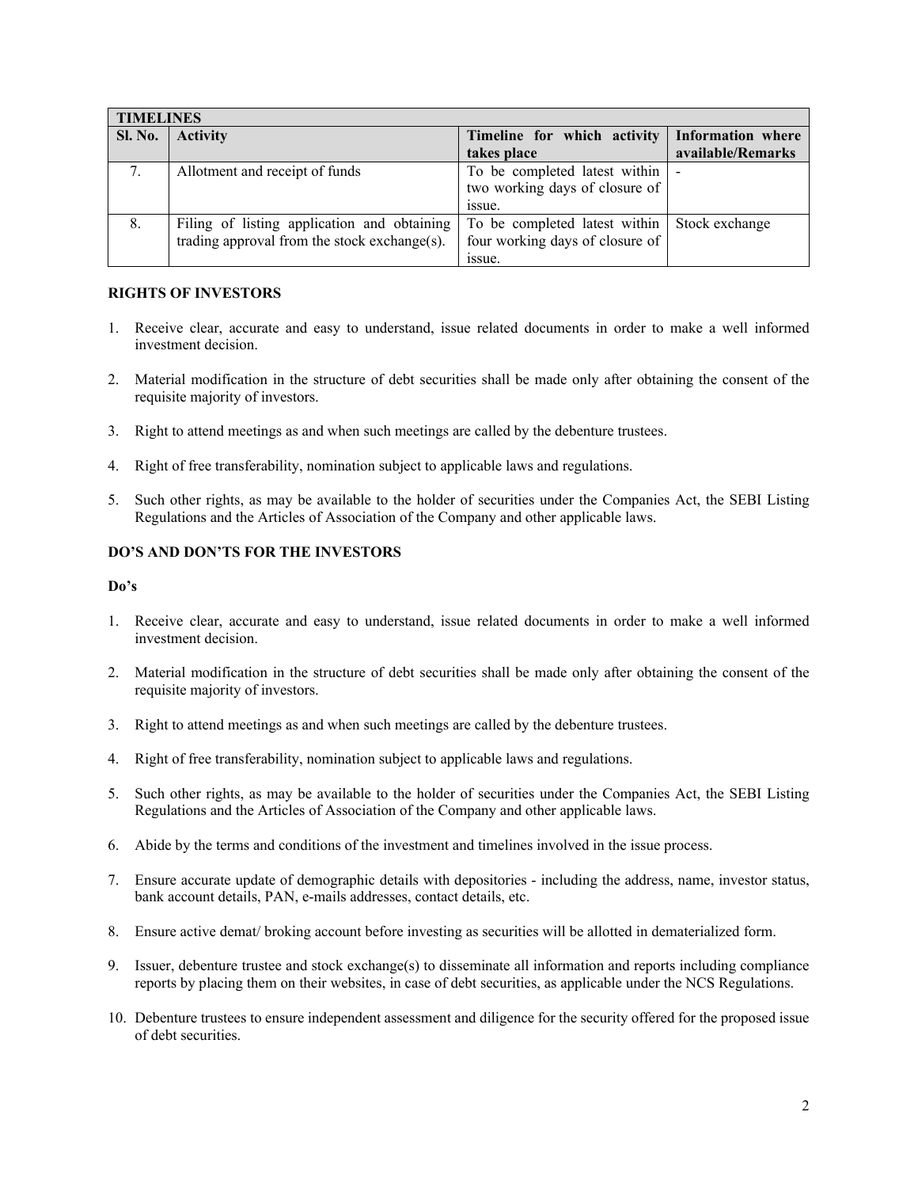| TIMELINES | | | |
|---|---|---|---|
| **Sl. No.** | **Activity** | **Timeline for which activity takes place** | **Information where available/Remarks** |
| 7. | Allotment and receipt of funds | To be completed latest within two working days of closure of issue. | - |
| 8. | Filing of listing application and obtaining trading approval from the stock exchange(s). | To be completed latest within four working days of closure of issue. | Stock exchange |

**RIGHTS OF INVESTORS**

1. Receive clear, accurate and easy to understand, issue related documents in order to make a well informed investment decision.

2. Material modification in the structure of debt securities shall be made only after obtaining the consent of the requisite majority of investors.

3. Right to attend meetings as and when such meetings are called by the debenture trustees.

4. Right of free transferability, nomination subject to applicable laws and regulations.

5. Such other rights, as may be available to the holder of securities under the Companies Act, the SEBI Listing Regulations and the Articles of Association of the Company and other applicable laws.

**DO'S AND DON'TS FOR THE INVESTORS**

**Do's**

1. Receive clear, accurate and easy to understand, issue related documents in order to make a well informed investment decision.

2. Material modification in the structure of debt securities shall be made only after obtaining the consent of the requisite majority of investors.

3. Right to attend meetings as and when such meetings are called by the debenture trustees.

4. Right of free transferability, nomination subject to applicable laws and regulations.

5. Such other rights, as may be available to the holder of securities under the Companies Act, the SEBI Listing Regulations and the Articles of Association of the Company and other applicable laws.

6. Abide by the terms and conditions of the investment and timelines involved in the issue process.

7. Ensure accurate update of demographic details with depositories - including the address, name, investor status, bank account details, PAN, e-mails addresses, contact details, etc.

8. Ensure active demat/ broking account before investing as securities will be allotted in dematerialized form.

9. Issuer, debenture trustee and stock exchange(s) to disseminate all information and reports including compliance reports by placing them on their websites, in case of debt securities, as applicable under the NCS Regulations.

10. Debenture trustees to ensure independent assessment and diligence for the security offered for the proposed issue of debt securities.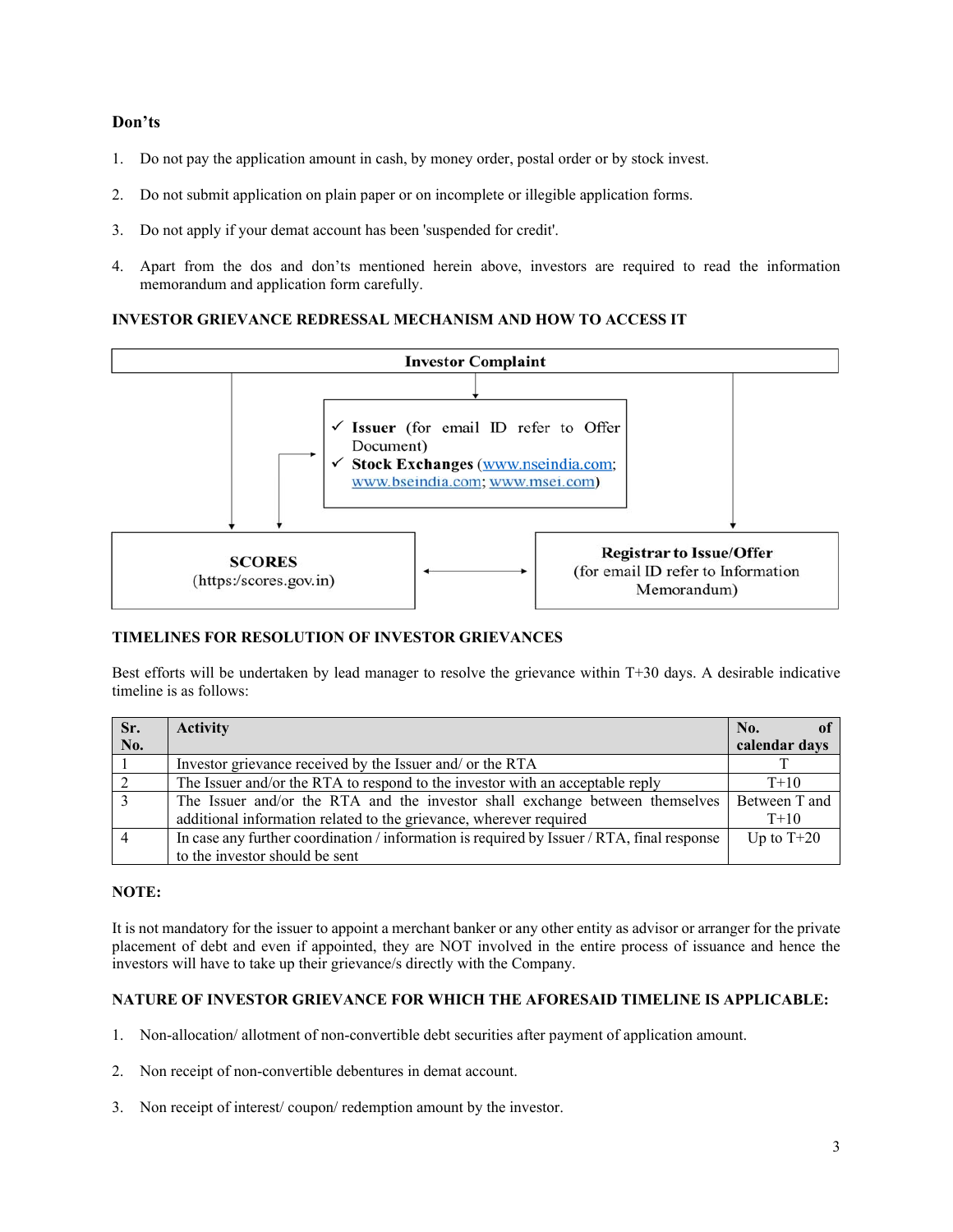### Don'ts

1. Do not pay the application amount in cash, by money order, postal order or by stock invest.

2. Do not submit application on plain paper or on incomplete or illegible application forms.

3. Do not apply if your demat account has been 'suspended for credit'.

4. Apart from the dos and don'ts mentioned herein above, investors are required to read the information memorandum and application form carefully.

### INVESTOR GRIEVANCE REDRESSAL MECHANISM AND HOW TO ACCESS IT

**Investor Complaint**

- ✓ **Issuer** (for email ID refer to Offer Document)
- ✓ **Stock Exchanges** (www.nseindia.com; www.bseindia.com; www.msei.com)

**SCORES** (https:/scores.gov.in)

**Registrar to Issue/Offer** (for email ID refer to Information Memorandum)

### TIMELINES FOR RESOLUTION OF INVESTOR GRIEVANCES

Best efforts will be undertaken by lead manager to resolve the grievance within T+30 days. A desirable indicative timeline is as follows:

| Sr. No. | Activity | No. of calendar days |
|---|---|---|
| 1 | Investor grievance received by the Issuer and/ or the RTA | T |
| 2 | The Issuer and/or the RTA to respond to the investor with an acceptable reply | T+10 |
| 3 | The Issuer and/or the RTA and the investor shall exchange between themselves additional information related to the grievance, wherever required | Between T and T+10 |
| 4 | In case any further coordination / information is required by Issuer / RTA, final response to the investor should be sent | Up to T+20 |

### NOTE:

It is not mandatory for the issuer to appoint a merchant banker or any other entity as advisor or arranger for the private placement of debt and even if appointed, they are NOT involved in the entire process of issuance and hence the investors will have to take up their grievance/s directly with the Company.

### NATURE OF INVESTOR GRIEVANCE FOR WHICH THE AFORESAID TIMELINE IS APPLICABLE:

1. Non-allocation/ allotment of non-convertible debt securities after payment of application amount.

2. Non receipt of non-convertible debentures in demat account.

3. Non receipt of interest/ coupon/ redemption amount by the investor.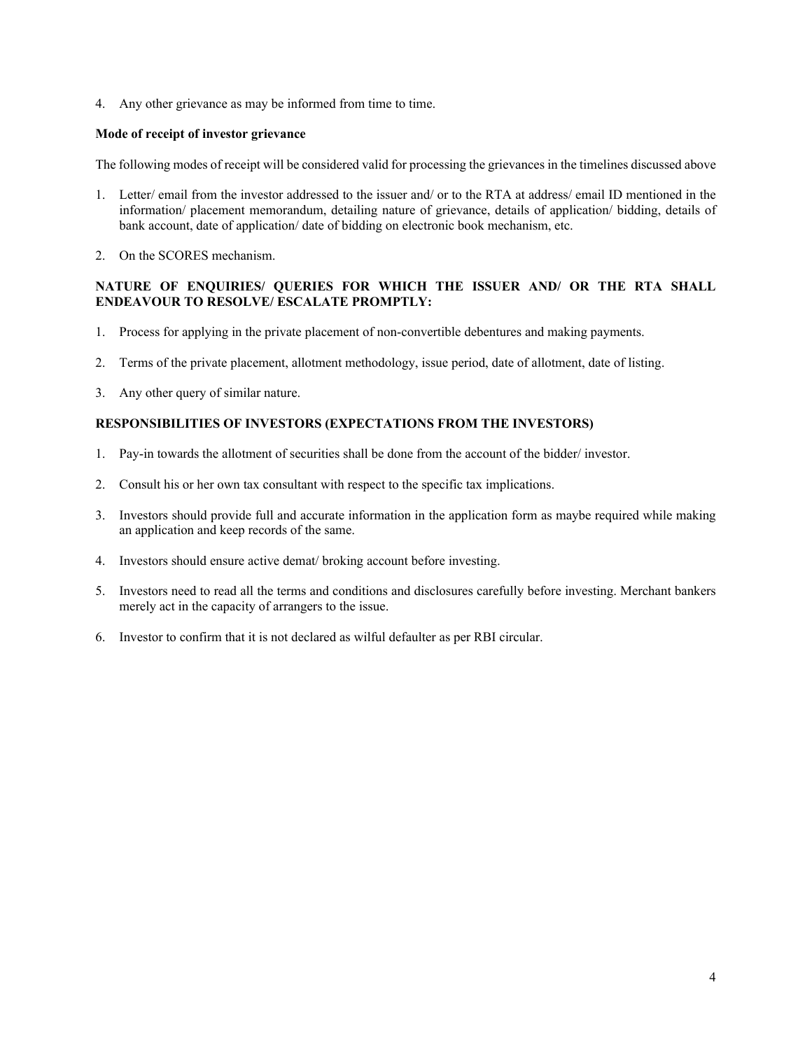4. Any other grievance as may be informed from time to time.

**Mode of receipt of investor grievance**

The following modes of receipt will be considered valid for processing the grievances in the timelines discussed above

1. Letter/ email from the investor addressed to the issuer and/ or to the RTA at address/ email ID mentioned in the information/ placement memorandum, detailing nature of grievance, details of application/ bidding, details of bank account, date of application/ date of bidding on electronic book mechanism, etc.

2. On the SCORES mechanism.

**NATURE OF ENQUIRIES/ QUERIES FOR WHICH THE ISSUER AND/ OR THE RTA SHALL ENDEAVOUR TO RESOLVE/ ESCALATE PROMPTLY:**

1. Process for applying in the private placement of non-convertible debentures and making payments.

2. Terms of the private placement, allotment methodology, issue period, date of allotment, date of listing.

3. Any other query of similar nature.

**RESPONSIBILITIES OF INVESTORS (EXPECTATIONS FROM THE INVESTORS)**

1. Pay-in towards the allotment of securities shall be done from the account of the bidder/ investor.

2. Consult his or her own tax consultant with respect to the specific tax implications.

3. Investors should provide full and accurate information in the application form as maybe required while making an application and keep records of the same.

4. Investors should ensure active demat/ broking account before investing.

5. Investors need to read all the terms and conditions and disclosures carefully before investing. Merchant bankers merely act in the capacity of arrangers to the issue.

6. Investor to confirm that it is not declared as wilful defaulter as per RBI circular.